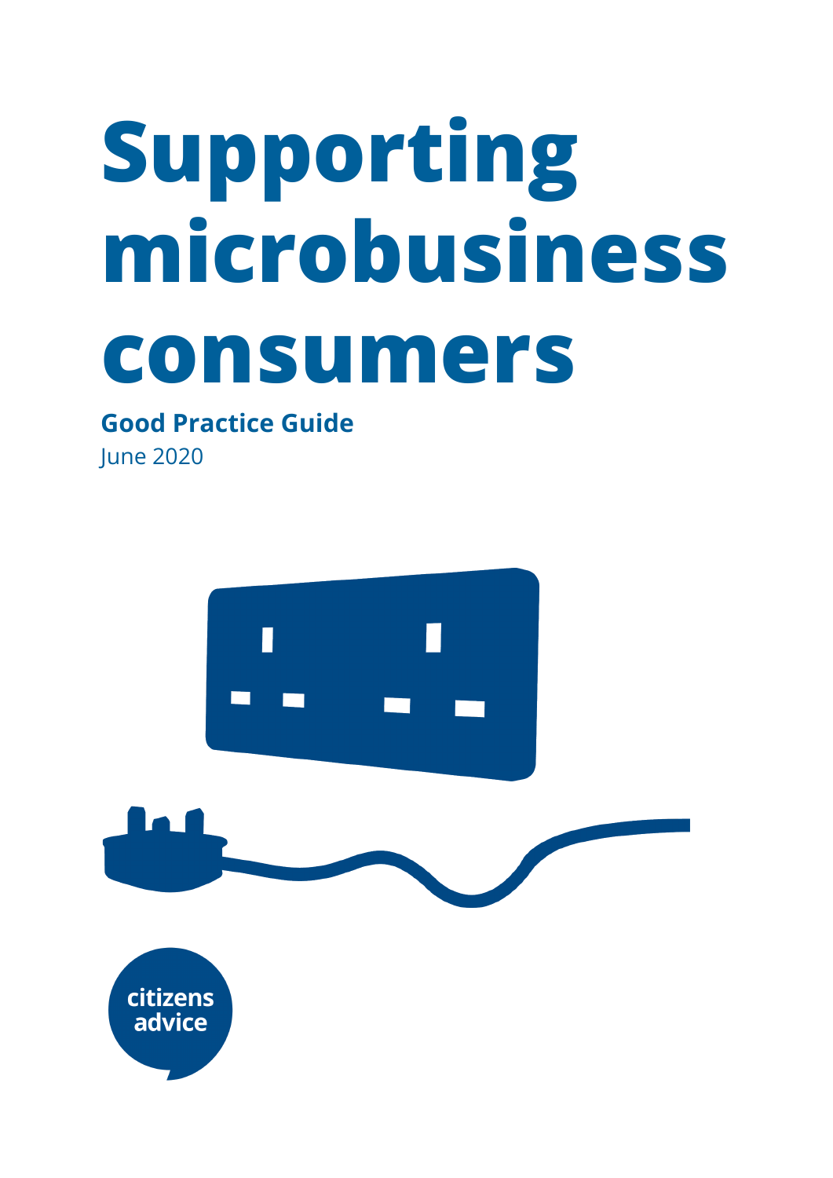# Supporting microbusiness consumers

**Good Practice Guide**

June 2020

citizens advice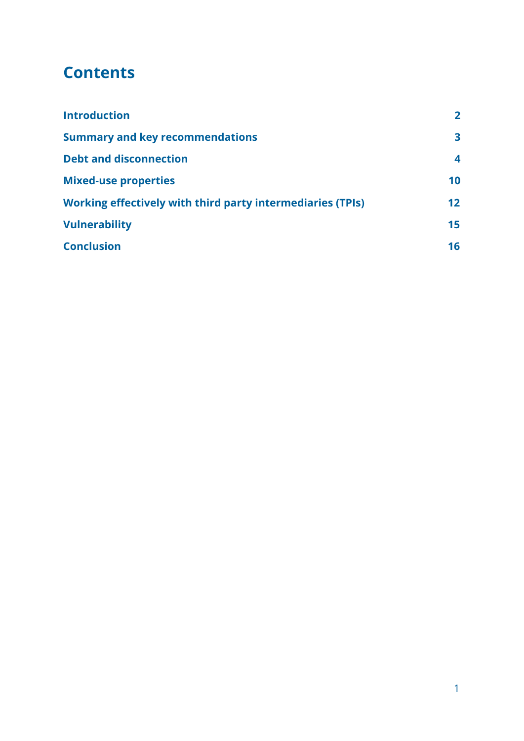# Contents

| | |
|---|---|
| **Introduction** | **2** |
| **Summary and key recommendations** | **3** |
| **Debt and disconnection** | **4** |
| **Mixed-use properties** | **10** |
| **Working effectively with third party intermediaries (TPIs)** | **12** |
| **Vulnerability** | **15** |
| **Conclusion** | **16** |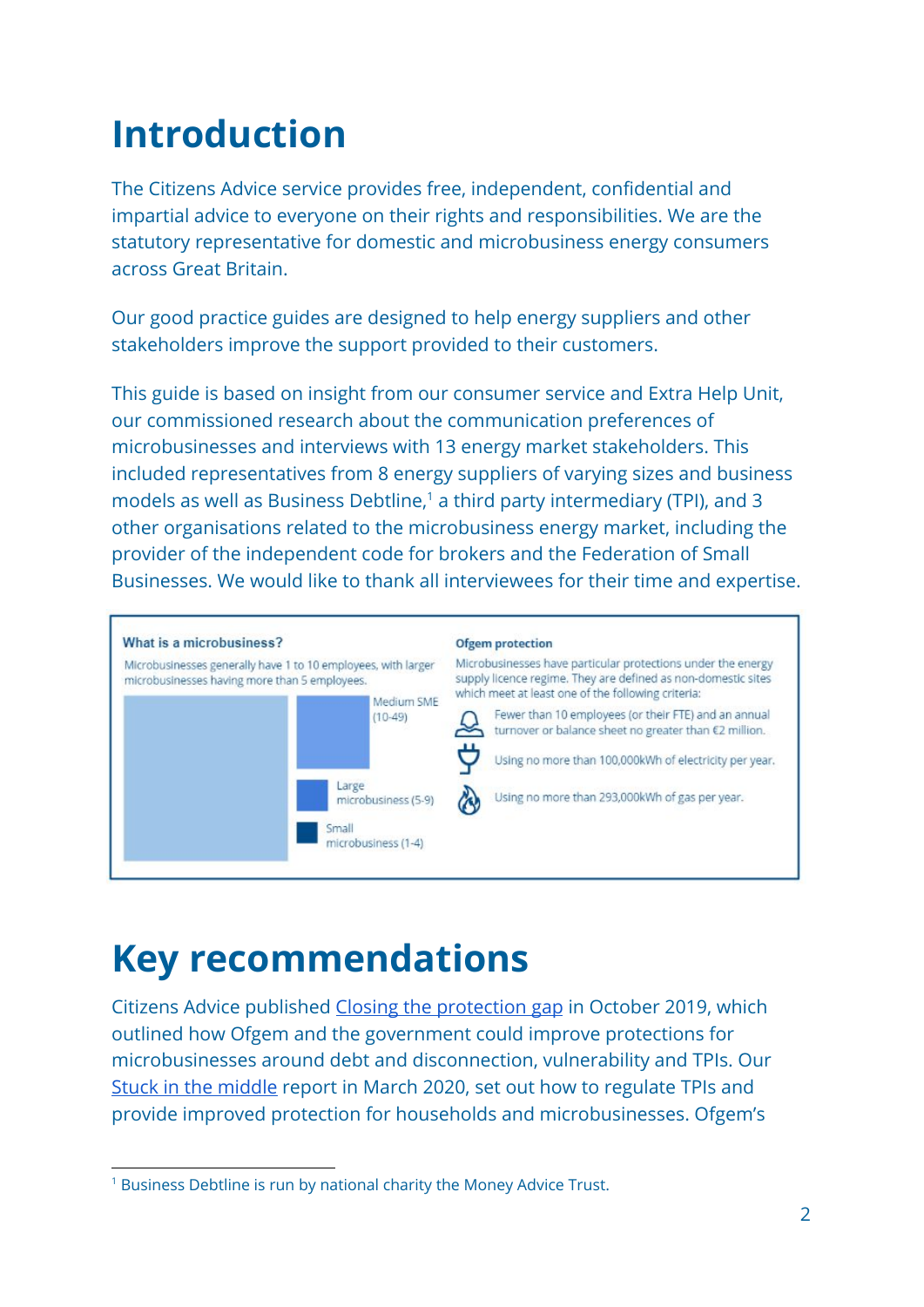# Introduction

The Citizens Advice service provides free, independent, confidential and impartial advice to everyone on their rights and responsibilities. We are the statutory representative for domestic and microbusiness energy consumers across Great Britain.

Our good practice guides are designed to help energy suppliers and other stakeholders improve the support provided to their customers.

This guide is based on insight from our consumer service and Extra Help Unit, our commissioned research about the communication preferences of microbusinesses and interviews with 13 energy market stakeholders. This included representatives from 8 energy suppliers of varying sizes and business models as well as Business Debtline,[1] a third party intermediary (TPI), and 3 other organisations related to the microbusiness energy market, including the provider of the independent code for brokers and the Federation of Small Businesses. We would like to thank all interviewees for their time and expertise.

**What is a microbusiness?**

Microbusinesses generally have 1 to 10 employees, with larger microbusinesses having more than 5 employees.

- Medium SME (10-49)
- Large microbusiness (5-9)
- Small microbusiness (1-4)

**Ofgem protection**

Microbusinesses have particular protections under the energy supply licence regime. They are defined as non-domestic sites which meet at least one of the following criteria:

- Fewer than 10 employees (or their FTE) and an annual turnover or balance sheet no greater than €2 million.
- Using no more than 100,000kWh of electricity per year.
- Using no more than 293,000kWh of gas per year.

# Key recommendations

Citizens Advice published Closing the protection gap in October 2019, which outlined how Ofgem and the government could improve protections for microbusinesses around debt and disconnection, vulnerability and TPIs. Our Stuck in the middle report in March 2020, set out how to regulate TPIs and provide improved protection for households and microbusinesses. Ofgem's

[1] Business Debtline is run by national charity the Money Advice Trust.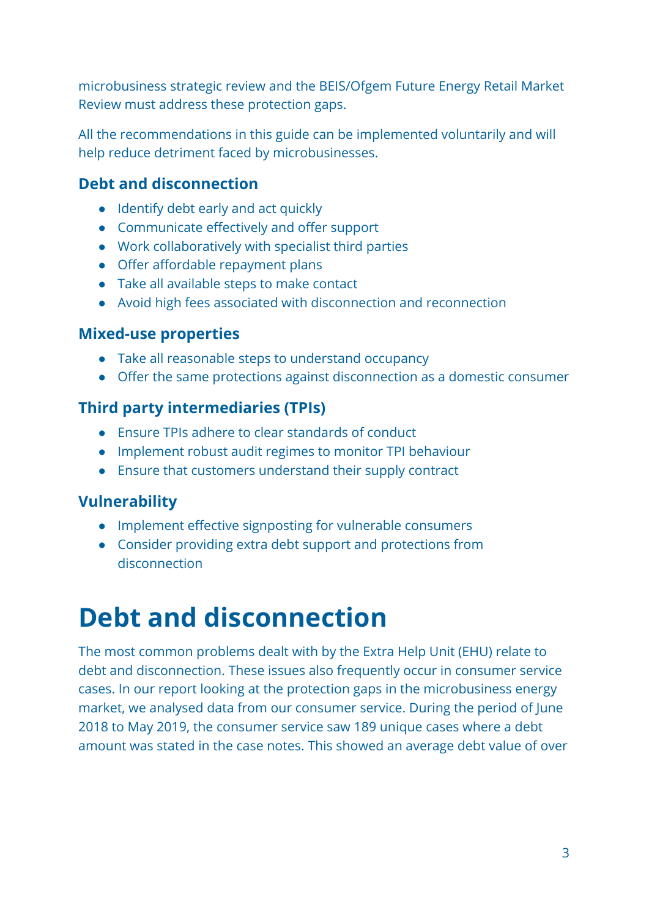microbusiness strategic review and the BEIS/Ofgem Future Energy Retail Market Review must address these protection gaps.

All the recommendations in this guide can be implemented voluntarily and will help reduce detriment faced by microbusinesses.

### Debt and disconnection

- Identify debt early and act quickly
- Communicate effectively and offer support
- Work collaboratively with specialist third parties
- Offer affordable repayment plans
- Take all available steps to make contact
- Avoid high fees associated with disconnection and reconnection

### Mixed-use properties

- Take all reasonable steps to understand occupancy
- Offer the same protections against disconnection as a domestic consumer

### Third party intermediaries (TPIs)

- Ensure TPIs adhere to clear standards of conduct
- Implement robust audit regimes to monitor TPI behaviour
- Ensure that customers understand their supply contract

### Vulnerability

- Implement effective signposting for vulnerable consumers
- Consider providing extra debt support and protections from disconnection

# Debt and disconnection

The most common problems dealt with by the Extra Help Unit (EHU) relate to debt and disconnection. These issues also frequently occur in consumer service cases. In our report looking at the protection gaps in the microbusiness energy market, we analysed data from our consumer service. During the period of June 2018 to May 2019, the consumer service saw 189 unique cases where a debt amount was stated in the case notes. This showed an average debt value of over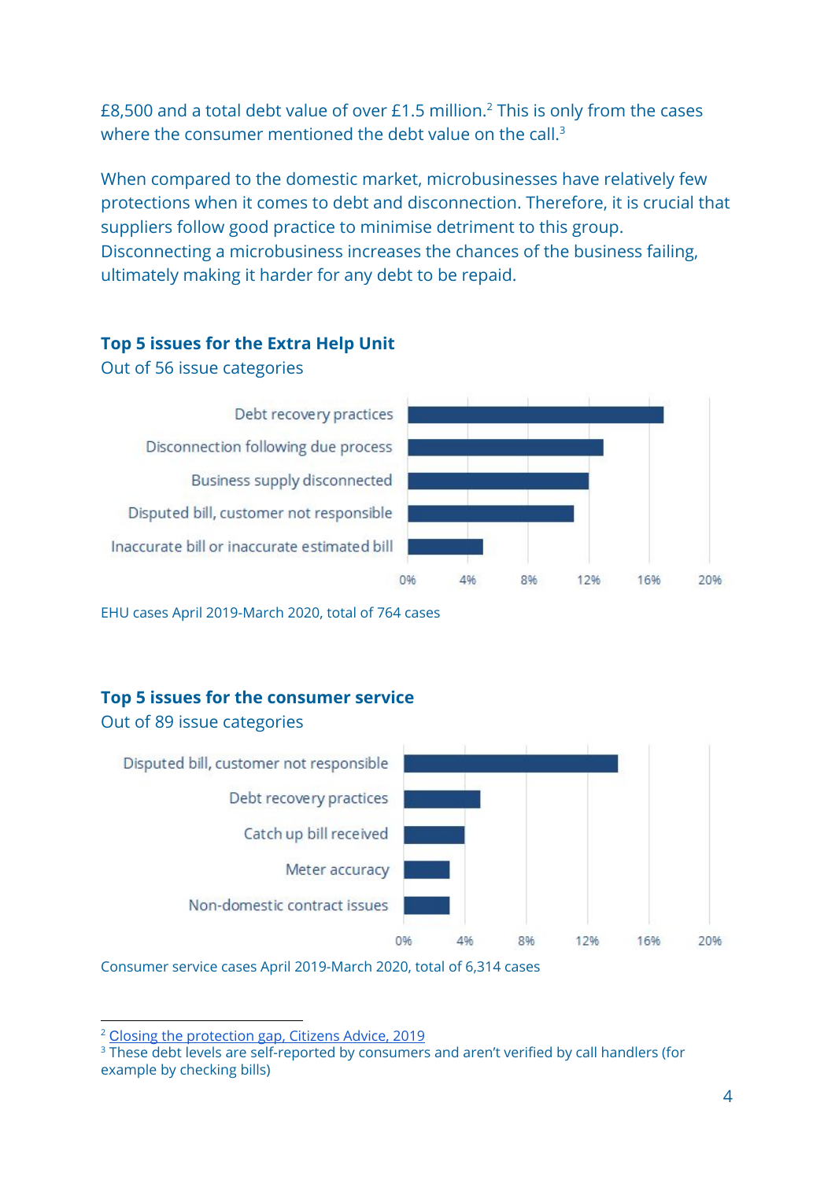£8,500 and a total debt value of over £1.5 million.[2] This is only from the cases where the consumer mentioned the debt value on the call.[3]

When compared to the domestic market, microbusinesses have relatively few protections when it comes to debt and disconnection. Therefore, it is crucial that suppliers follow good practice to minimise detriment to this group. Disconnecting a microbusiness increases the chances of the business failing, ultimately making it harder for any debt to be repaid.

**Top 5 issues for the Extra Help Unit**

Out of 56 issue categories

Debt recovery practices

Disconnection following due process

Business supply disconnected

Disputed bill, customer not responsible

Inaccurate bill or inaccurate estimated bill

0% 4% 8% 12% 16% 20%

EHU cases April 2019-March 2020, total of 764 cases

**Top 5 issues for the consumer service**

Out of 89 issue categories

Disputed bill, customer not responsible

Debt recovery practices

Catch up bill received

Meter accuracy

Non-domestic contract issues

0% 4% 8% 12% 16% 20%

Consumer service cases April 2019-March 2020, total of 6,314 cases

---

[2] Closing the protection gap, Citizens Advice, 2019

[3] These debt levels are self-reported by consumers and aren't verified by call handlers (for example by checking bills)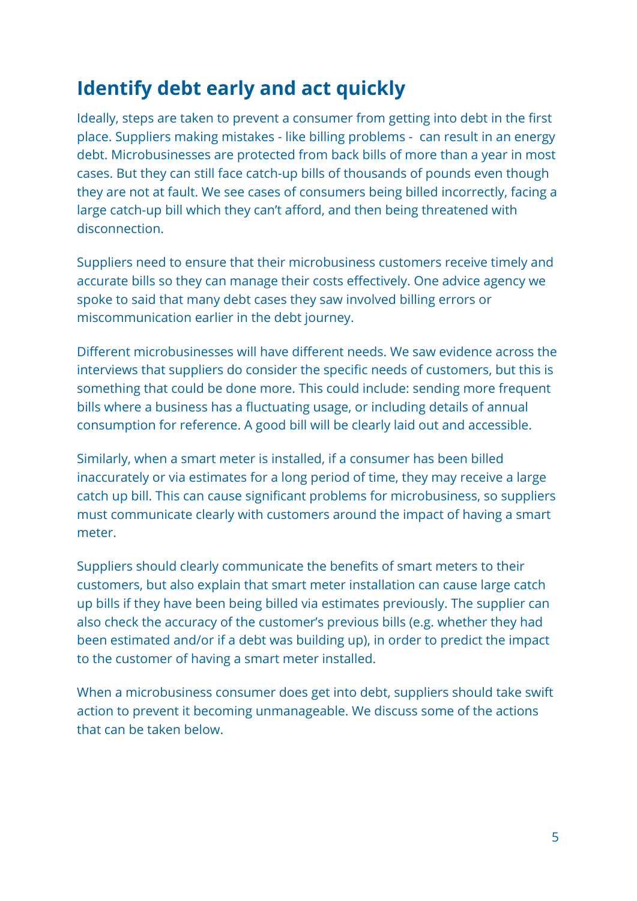## Identify debt early and act quickly

Ideally, steps are taken to prevent a consumer from getting into debt in the first place. Suppliers making mistakes - like billing problems - can result in an energy debt. Microbusinesses are protected from back bills of more than a year in most cases. But they can still face catch-up bills of thousands of pounds even though they are not at fault. We see cases of consumers being billed incorrectly, facing a large catch-up bill which they can't afford, and then being threatened with disconnection.

Suppliers need to ensure that their microbusiness customers receive timely and accurate bills so they can manage their costs effectively. One advice agency we spoke to said that many debt cases they saw involved billing errors or miscommunication earlier in the debt journey.

Different microbusinesses will have different needs. We saw evidence across the interviews that suppliers do consider the specific needs of customers, but this is something that could be done more. This could include: sending more frequent bills where a business has a fluctuating usage, or including details of annual consumption for reference. A good bill will be clearly laid out and accessible.

Similarly, when a smart meter is installed, if a consumer has been billed inaccurately or via estimates for a long period of time, they may receive a large catch up bill. This can cause significant problems for microbusiness, so suppliers must communicate clearly with customers around the impact of having a smart meter.

Suppliers should clearly communicate the benefits of smart meters to their customers, but also explain that smart meter installation can cause large catch up bills if they have been being billed via estimates previously. The supplier can also check the accuracy of the customer's previous bills (e.g. whether they had been estimated and/or if a debt was building up), in order to predict the impact to the customer of having a smart meter installed.

When a microbusiness consumer does get into debt, suppliers should take swift action to prevent it becoming unmanageable. We discuss some of the actions that can be taken below.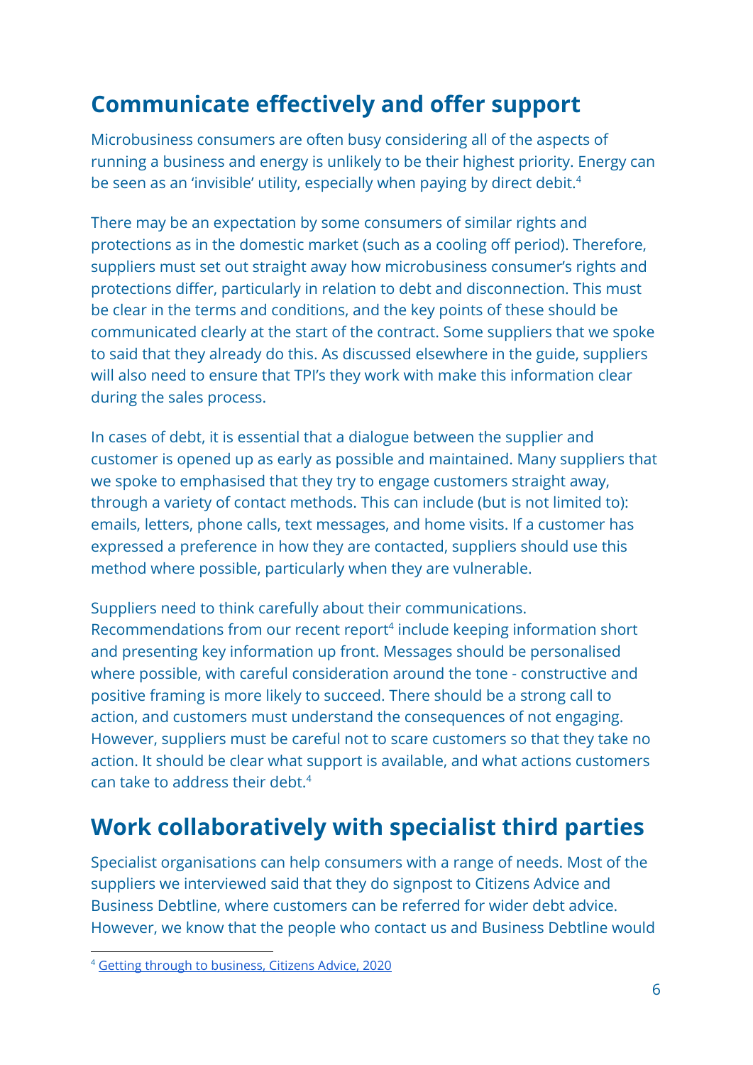## Communicate effectively and offer support

Microbusiness consumers are often busy considering all of the aspects of running a business and energy is unlikely to be their highest priority. Energy can be seen as an 'invisible' utility, especially when paying by direct debit.[4]

There may be an expectation by some consumers of similar rights and protections as in the domestic market (such as a cooling off period). Therefore, suppliers must set out straight away how microbusiness consumer's rights and protections differ, particularly in relation to debt and disconnection. This must be clear in the terms and conditions, and the key points of these should be communicated clearly at the start of the contract. Some suppliers that we spoke to said that they already do this. As discussed elsewhere in the guide, suppliers will also need to ensure that TPI's they work with make this information clear during the sales process.

In cases of debt, it is essential that a dialogue between the supplier and customer is opened up as early as possible and maintained. Many suppliers that we spoke to emphasised that they try to engage customers straight away, through a variety of contact methods. This can include (but is not limited to): emails, letters, phone calls, text messages, and home visits. If a customer has expressed a preference in how they are contacted, suppliers should use this method where possible, particularly when they are vulnerable.

Suppliers need to think carefully about their communications. Recommendations from our recent report[4] include keeping information short and presenting key information up front. Messages should be personalised where possible, with careful consideration around the tone - constructive and positive framing is more likely to succeed. There should be a strong call to action, and customers must understand the consequences of not engaging. However, suppliers must be careful not to scare customers so that take no action. It should be clear what support is available, and what actions customers can take to address their debt.[4]

## Work collaboratively with specialist third parties

Specialist organisations can help consumers with a range of needs. Most of the suppliers we interviewed said that they do signpost to Citizens Advice and Business Debtline, where customers can be referred for wider debt advice. However, we know that the people who contact us and Business Debtline would

---

[4] Getting through to business, Citizens Advice, 2020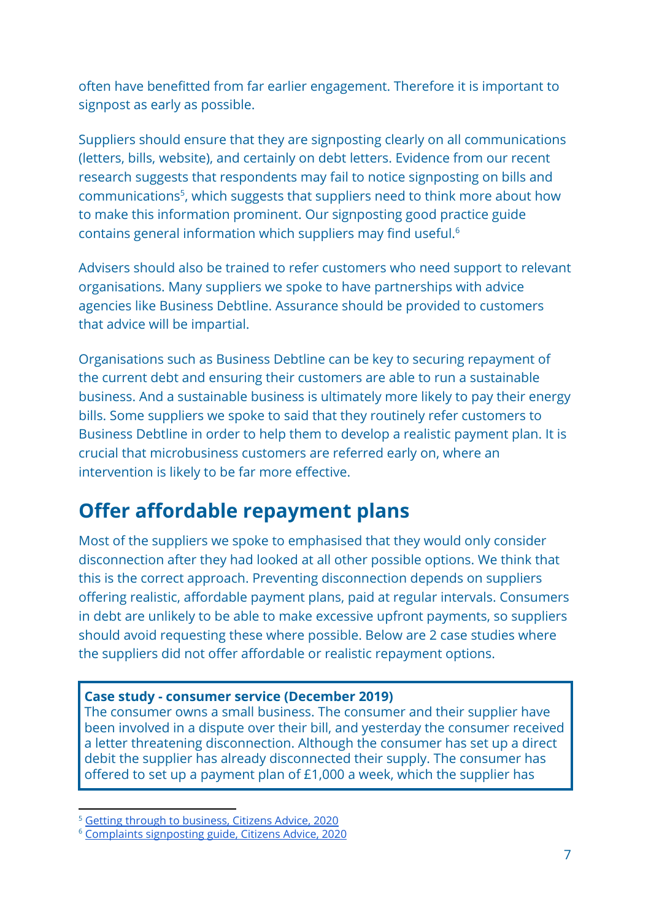often have benefitted from far earlier engagement. Therefore it is important to signpost as early as possible.

Suppliers should ensure that they are signposting clearly on all communications (letters, bills, website), and certainly on debt letters. Evidence from our recent research suggests that respondents may fail to notice signposting on bills and communications[5], which suggests that suppliers need to think more about how to make this information prominent. Our signposting good practice guide contains general information which suppliers may find useful.[6]

Advisers should also be trained to refer customers who need support to relevant organisations. Many suppliers we spoke to have partnerships with advice agencies like Business Debtline. Assurance should be provided to customers that advice will be impartial.

Organisations such as Business Debtline can be key to securing repayment of the current debt and ensuring their customers are able to run a sustainable business. And a sustainable business is ultimately more likely to pay their energy bills. Some suppliers we spoke to said that they routinely refer customers to Business Debtline in order to help them to develop a realistic payment plan. It is crucial that microbusiness customers are referred early on, where an intervention is likely to be far more effective.

## Offer affordable repayment plans

Most of the suppliers we spoke to emphasised that they would only consider disconnection after they had looked at all other possible options. We think that this is the correct approach. Preventing disconnection depends on suppliers offering realistic, affordable payment plans, paid at regular intervals. Consumers in debt are unlikely to be able to make excessive upfront payments, so suppliers should avoid requesting these where possible. Below are 2 case studies where the suppliers did not offer affordable or realistic repayment options.

> **Case study - consumer service (December 2019)**
> The consumer owns a small business. The consumer and their supplier have been involved in a dispute over their bill, and yesterday the consumer received a letter threatening disconnection. Although the consumer has set up a direct debit the supplier has already disconnected their supply. The consumer has offered to set up a payment plan of £1,000 a week, which the supplier has

[5] Getting through to business, Citizens Advice, 2020

[6] Complaints signposting guide, Citizens Advice, 2020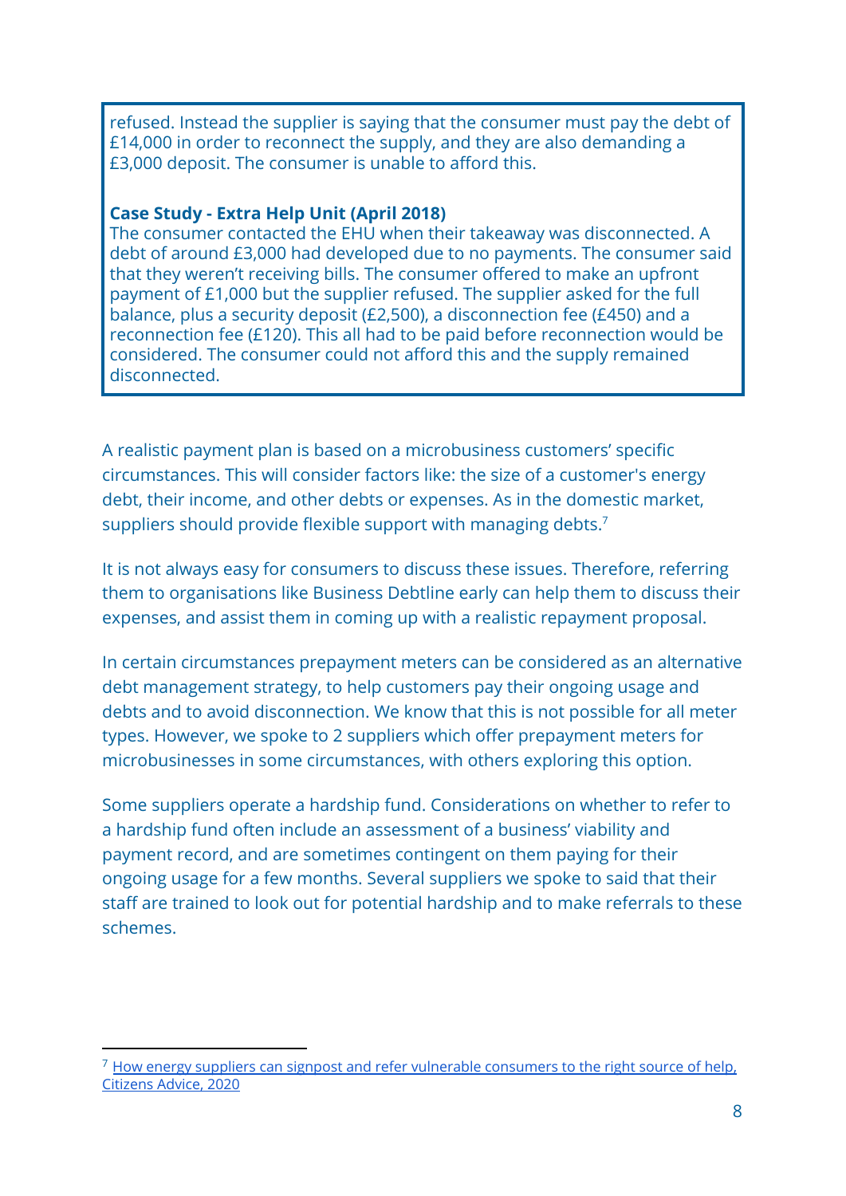refused. Instead the supplier is saying that the consumer must pay the debt of £14,000 in order to reconnect the supply, and they are also demanding a £3,000 deposit. The consumer is unable to afford this.

**Case Study - Extra Help Unit (April 2018)**
The consumer contacted the EHU when their takeaway was disconnected. A debt of around £3,000 had developed due to no payments. The consumer said that they weren't receiving bills. The consumer offered to make an upfront payment of £1,000 but the supplier refused. The supplier asked for the full balance, plus a security deposit (£2,500), a disconnection fee (£450) and a reconnection fee (£120). This all had to be paid before reconnection would be considered. The consumer could not afford this and the supply remained disconnected.

A realistic payment plan is based on a microbusiness customers' specific circumstances. This will consider factors like: the size of a customer's energy debt, their income, and other debts or expenses. As in the domestic market, suppliers should provide flexible support with managing debts.[7]

It is not always easy for consumers to discuss these issues. Therefore, referring them to organisations like Business Debtline early can help them to discuss their expenses, and assist them in coming up with a realistic repayment proposal.

In certain circumstances prepayment meters can be considered as an alternative debt management strategy, to help customers pay their ongoing usage and debts and to avoid disconnection. We know that this is not possible for all meter types. However, we spoke to 2 suppliers which offer prepayment meters for microbusinesses in some circumstances, with others exploring this option.

Some suppliers operate a hardship fund. Considerations on whether to refer to a hardship fund often include an assessment of a business' viability and payment record, and are sometimes contingent on them paying for their ongoing usage for a few months. Several suppliers we spoke to said that their staff are trained to look out for potential hardship and to make referrals to these schemes.

[7] How energy suppliers can signpost and refer vulnerable consumers to the right source of help, Citizens Advice, 2020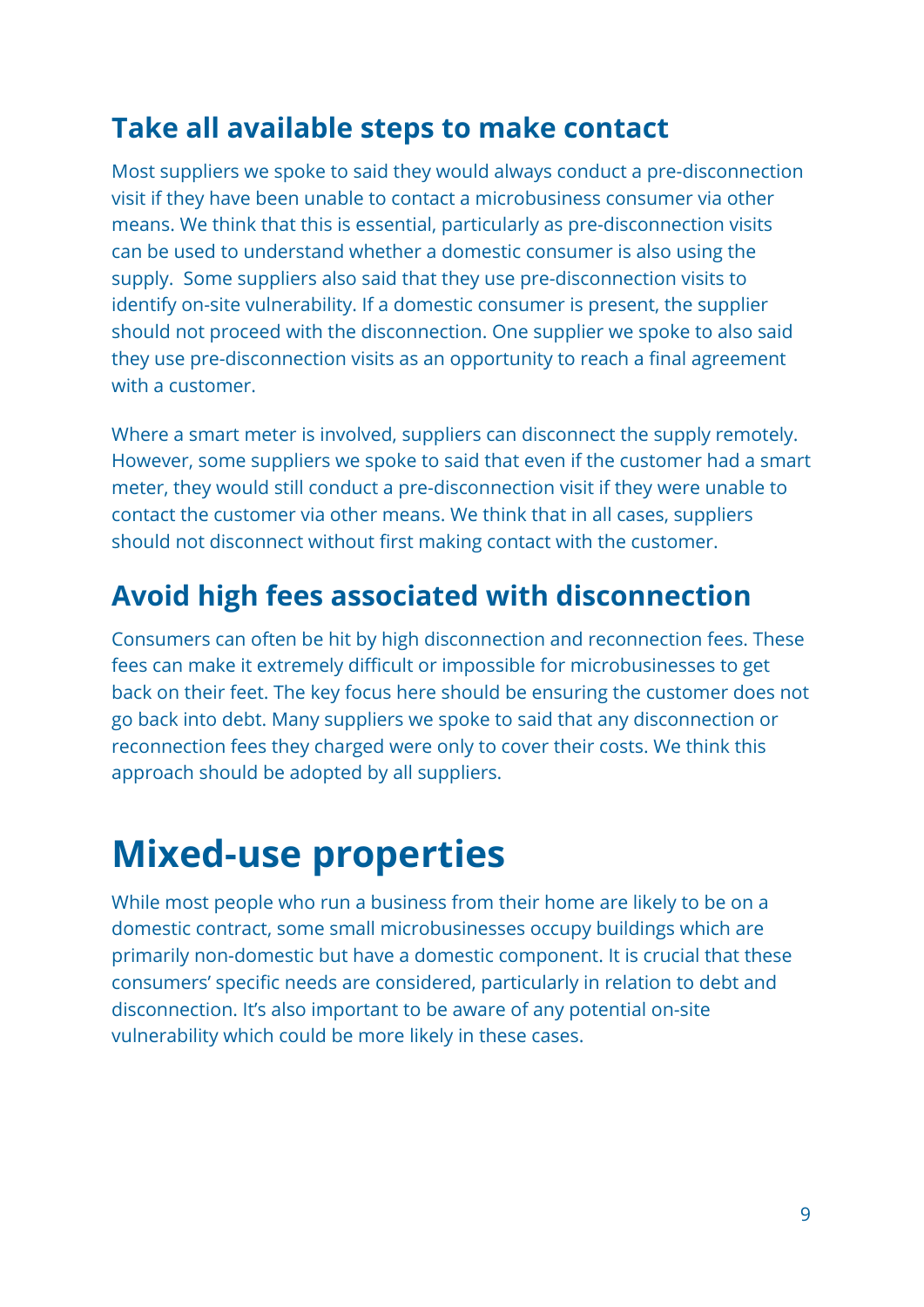## Take all available steps to make contact

Most suppliers we spoke to said they would always conduct a pre-disconnection visit if they have been unable to contact a microbusiness consumer via other means. We think that this is essential, particularly as pre-disconnection visits can be used to understand whether a domestic consumer is also using the supply. Some suppliers also said that they use pre-disconnection visits to identify on-site vulnerability. If a domestic consumer is present, the supplier should not proceed with the disconnection. One supplier we spoke to also said they use pre-disconnection visits as an opportunity to reach a final agreement with a customer.

Where a smart meter is involved, suppliers can disconnect the supply remotely. However, some suppliers we spoke to said that even if the customer had a smart meter, they would still conduct a pre-disconnection visit if they were unable to contact the customer via other means. We think that in all cases, suppliers should not disconnect without first making contact with the customer.

## Avoid high fees associated with disconnection

Consumers can often be hit by high disconnection and reconnection fees. These fees can make it extremely difficult or impossible for microbusinesses to get back on their feet. The key focus here should be ensuring the customer does not go back into debt. Many suppliers we spoke to said that any disconnection or reconnection fees they charged were only to cover their costs. We think this approach should be adopted by all suppliers.

# Mixed-use properties

While most people who run a business from their home are likely to be on a domestic contract, some small microbusinesses occupy buildings which are primarily non-domestic but have a domestic component. It is crucial that these consumers' specific needs are considered, particularly in relation to debt and disconnection. It's also important to be aware of any potential on-site vulnerability which could be more likely in these cases.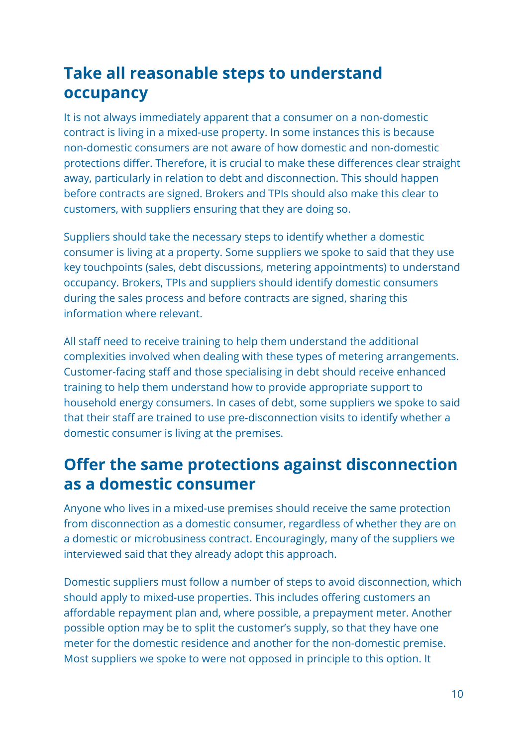## Take all reasonable steps to understand occupancy

It is not always immediately apparent that a consumer on a non-domestic contract is living in a mixed-use property. In some instances this is because non-domestic consumers are not aware of how domestic and non-domestic protections differ. Therefore, it is crucial to make these differences clear straight away, particularly in relation to debt and disconnection. This should happen before contracts are signed. Brokers and TPIs should also make this clear to customers, with suppliers ensuring that they are doing so.

Suppliers should take the necessary steps to identify whether a domestic consumer is living at a property. Some suppliers we spoke to said that they use key touchpoints (sales, debt discussions, metering appointments) to understand occupancy. Brokers, TPIs and suppliers should identify domestic consumers during the sales process and before contracts are signed, sharing this information where relevant.

All staff need to receive training to help them understand the additional complexities involved when dealing with these types of metering arrangements. Customer-facing staff and those specialising in debt should receive enhanced training to help them understand how to provide appropriate support to household energy consumers. In cases of debt, some suppliers we spoke to said that their staff are trained to use pre-disconnection visits to identify whether a domestic consumer is living at the premises.

## Offer the same protections against disconnection as a domestic consumer

Anyone who lives in a mixed-use premises should receive the same protection from disconnection as a domestic consumer, regardless of whether they are on a domestic or microbusiness contract. Encouragingly, many of the suppliers we interviewed said that they already adopt this approach.

Domestic suppliers must follow a number of steps to avoid disconnection, which should apply to mixed-use properties. This includes offering customers an affordable repayment plan and, where possible, a prepayment meter. Another possible option may be to split the customer's supply, so that they have one meter for the domestic residence and another for the non-domestic premise. Most suppliers we spoke to were not opposed in principle to this option. It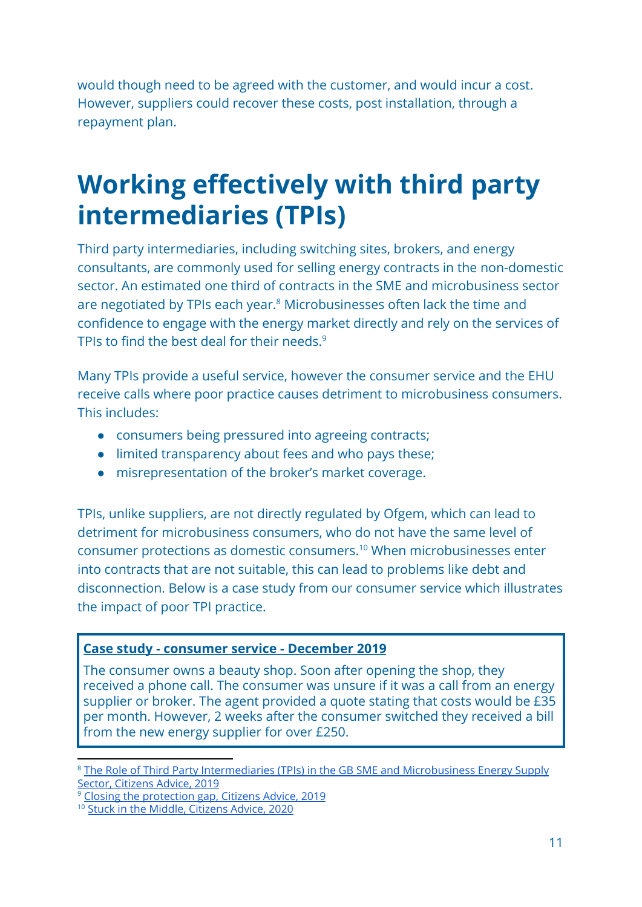would though need to be agreed with the customer, and would incur a cost. However, suppliers could recover these costs, post installation, through a repayment plan.

# Working effectively with third party intermediaries (TPIs)

Third party intermediaries, including switching sites, brokers, and energy consultants, are commonly used for selling energy contracts in the non-domestic sector. An estimated one third of contracts in the SME and microbusiness sector are negotiated by TPIs each year.[8] Microbusinesses often lack the time and confidence to engage with the energy market directly and rely on the services of TPIs to find the best deal for their needs.[9]

Many TPIs provide a useful service, however the consumer service and the EHU receive calls where poor practice causes detriment to microbusiness consumers. This includes:

- consumers being pressured into agreeing contracts;
- limited transparency about fees and who pays these;
- misrepresentation of the broker's market coverage.

TPIs, unlike suppliers, are not directly regulated by Ofgem, which can lead to detriment for microbusiness consumers, who do not have the same level of consumer protections as domestic consumers.[10] When microbusinesses enter into contracts that are not suitable, this can lead to problems like debt and disconnection. Below is a case study from our consumer service which illustrates the impact of poor TPI practice.

**Case study - consumer service - December 2019**

The consumer owns a beauty shop. Soon after opening the shop, they received a phone call. The consumer was unsure if it was a call from an energy supplier or broker. The agent provided a quote stating that costs would be £35 per month. However, 2 weeks after the consumer switched they received a bill from the new energy supplier for over £250.

---

[8] The Role of Third Party Intermediaries (TPIs) in the GB SME and Microbusiness Energy Supply Sector, Citizens Advice, 2019

[9] Closing the protection gap, Citizens Advice, 2019

[10] Stuck in the Middle, Citizens Advice, 2020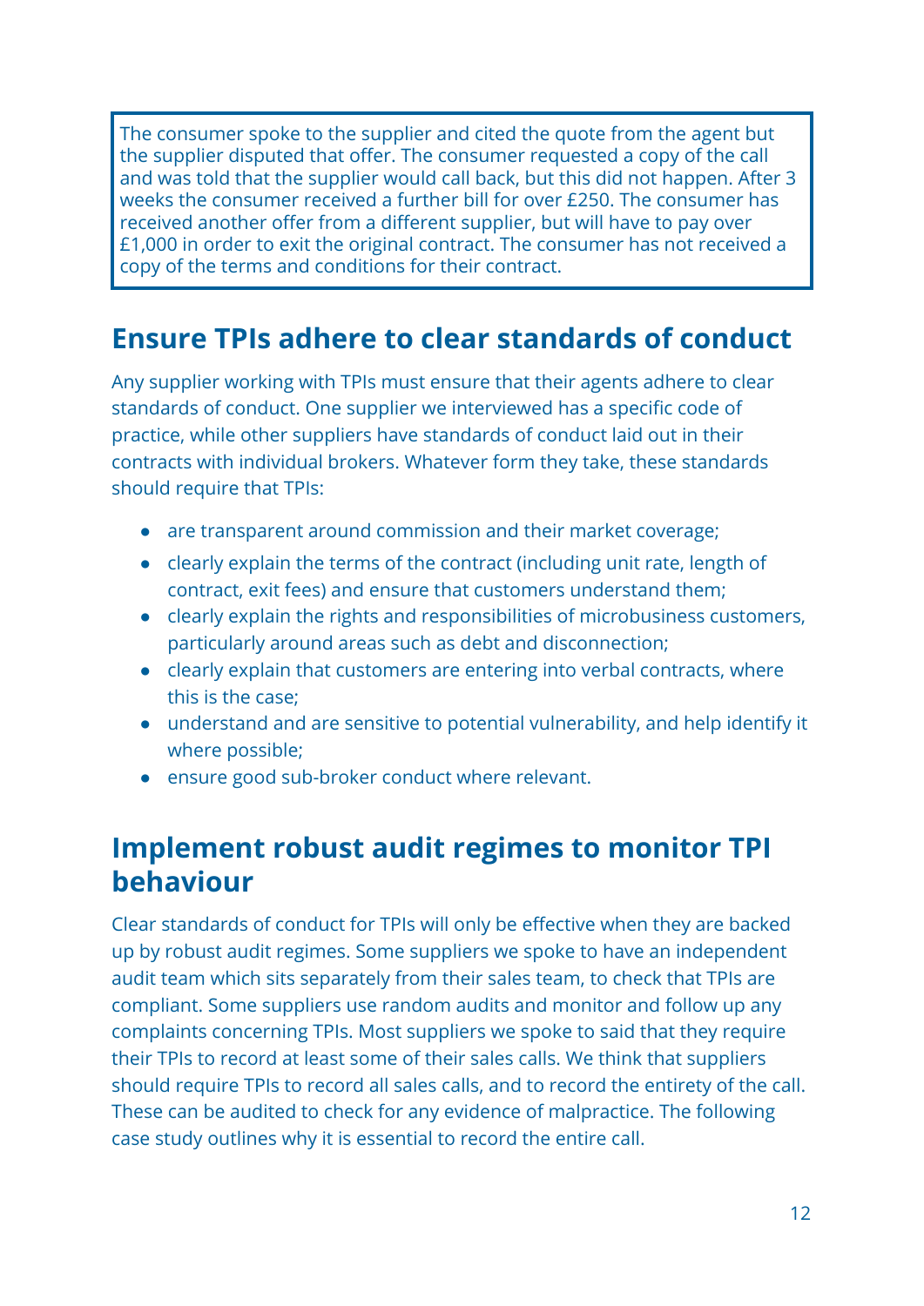> The consumer spoke to the supplier and cited the quote from the agent but the supplier disputed that offer. The consumer requested a copy of the call and was told that the supplier would call back, but this did not happen. After 3 weeks the consumer received a further bill for over £250. The consumer has received another offer from a different supplier, but will have to pay over £1,000 in order to exit the original contract. The consumer has not received a copy of the terms and conditions for their contract.

## Ensure TPIs adhere to clear standards of conduct

Any supplier working with TPIs must ensure that their agents adhere to clear standards of conduct. One supplier we interviewed has a specific code of practice, while other suppliers have standards of conduct laid out in their contracts with individual brokers. Whatever form they take, these standards should require that TPIs:

- are transparent around commission and their market coverage;
- clearly explain the terms of the contract (including unit rate, length of contract, exit fees) and ensure that customers understand them;
- clearly explain the rights and responsibilities of microbusiness customers, particularly around areas such as debt and disconnection;
- clearly explain that customers are entering into verbal contracts, where this is the case;
- understand and are sensitive to potential vulnerability, and help identify it where possible;
- ensure good sub-broker conduct where relevant.

## Implement robust audit regimes to monitor TPI behaviour

Clear standards of conduct for TPIs will only be effective when they are backed up by robust audit regimes. Some suppliers we spoke to have an independent audit team which sits separately from their sales team, to check that TPIs are compliant. Some suppliers use random audits and monitor and follow up any complaints concerning TPIs. Most suppliers we spoke to said that they require their TPIs to record at least some of their sales calls. We think that suppliers should require TPIs to record all sales calls, and to record the entirety of the call. These can be audited to check for any evidence of malpractice. The following case study outlines why it is essential to record the entire call.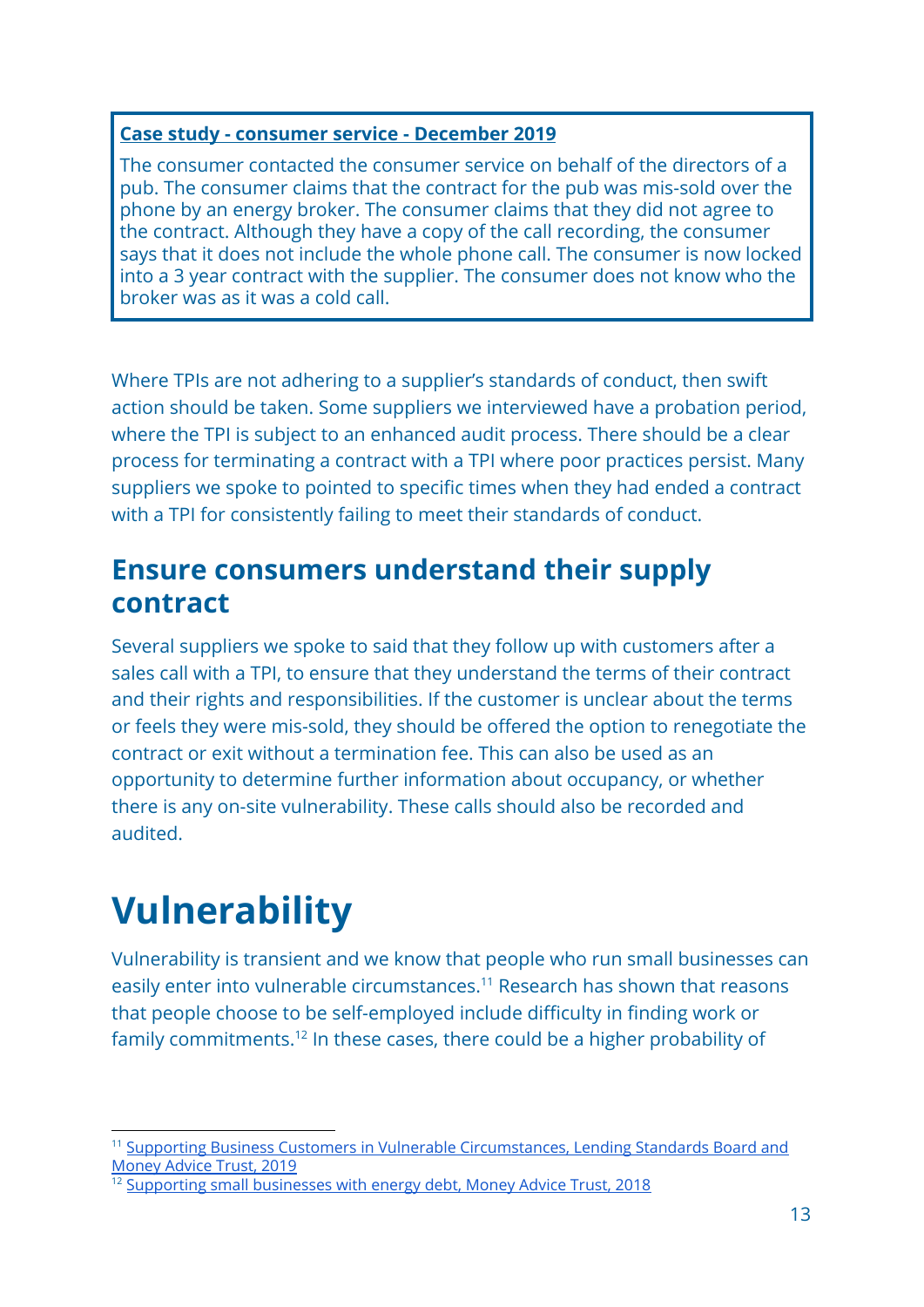**Case study - consumer service - December 2019**

The consumer contacted the consumer service on behalf of the directors of a pub. The consumer claims that the contract for the pub was mis-sold over the phone by an energy broker. The consumer claims that they did not agree to the contract. Although they have a copy of the call recording, the consumer says that it does not include the whole phone call. The consumer is now locked into a 3 year contract with the supplier. The consumer does not know who the broker was as it was a cold call.

Where TPIs are not adhering to a supplier's standards of conduct, then swift action should be taken. Some suppliers we interviewed have a probation period, where the TPI is subject to an enhanced audit process. There should be a clear process for terminating a contract with a TPI where poor practices persist. Many suppliers we spoke to pointed to specific times when they had ended a contract with a TPI for consistently failing to meet their standards of conduct.

## Ensure consumers understand their supply contract

Several suppliers we spoke to said that they follow up with customers after a sales call with a TPI, to ensure that they understand the terms of their contract and their rights and responsibilities. If the customer is unclear about the terms or feels they were mis-sold, they should be offered the option to renegotiate the contract or exit without a termination fee. This can also be used as an opportunity to determine further information about occupancy, or whether there is any on-site vulnerability. These calls should also be recorded and audited.

# Vulnerability

Vulnerability is transient and we know that people who run small businesses can easily enter into vulnerable circumstances.[11] Research has shown that reasons that people choose to be self-employed include difficulty in finding work or family commitments.[12] In these cases, there could be a higher probability of

[11] Supporting Business Customers in Vulnerable Circumstances, Lending Standards Board and Money Advice Trust, 2019

[12] Supporting small businesses with energy debt, Money Advice Trust, 2018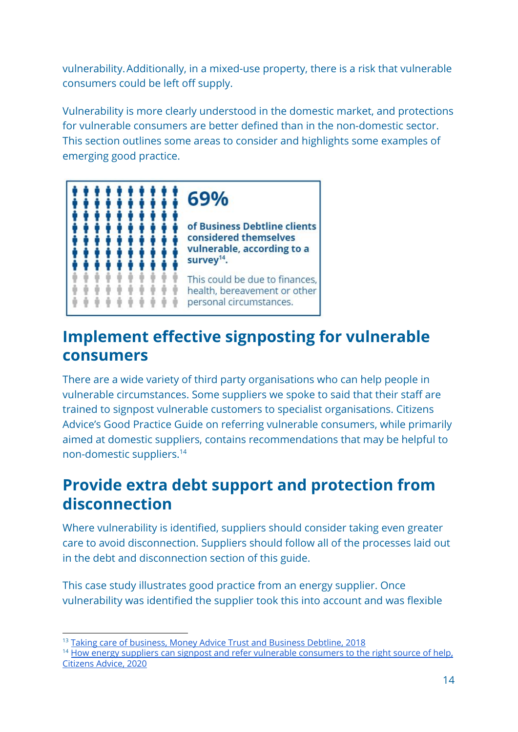vulnerability. Additionally, in a mixed-use property, there is a risk that vulnerable consumers could be left off supply.

Vulnerability is more clearly understood in the domestic market, and protections for vulnerable consumers are better defined than in the non-domestic sector. This section outlines some areas to consider and highlights some examples of emerging good practice.

**69%**

**of Business Debtline clients considered themselves vulnerable, according to a survey[14].**

This could be due to finances, health, bereavement or other personal circumstances.

## Implement effective signposting for vulnerable consumers

There are a wide variety of third party organisations who can help people in vulnerable circumstances. Some suppliers we spoke to said that their staff are trained to signpost vulnerable customers to specialist organisations. Citizens Advice's Good Practice Guide on referring vulnerable consumers, while primarily aimed at domestic suppliers, contains recommendations that may be helpful to non-domestic suppliers.[14]

## Provide extra debt support and protection from disconnection

Where vulnerability is identified, suppliers should consider taking even greater care to avoid disconnection. Suppliers should follow all of the processes laid out in the debt and disconnection section of this guide.

This case study illustrates good practice from an energy supplier. Once vulnerability was identified the supplier took this into account and was flexible

---

[13] Taking care of business, Money Advice Trust and Business Debtline, 2018

[14] How energy suppliers can signpost and refer vulnerable consumers to the right source of help, Citizens Advice, 2020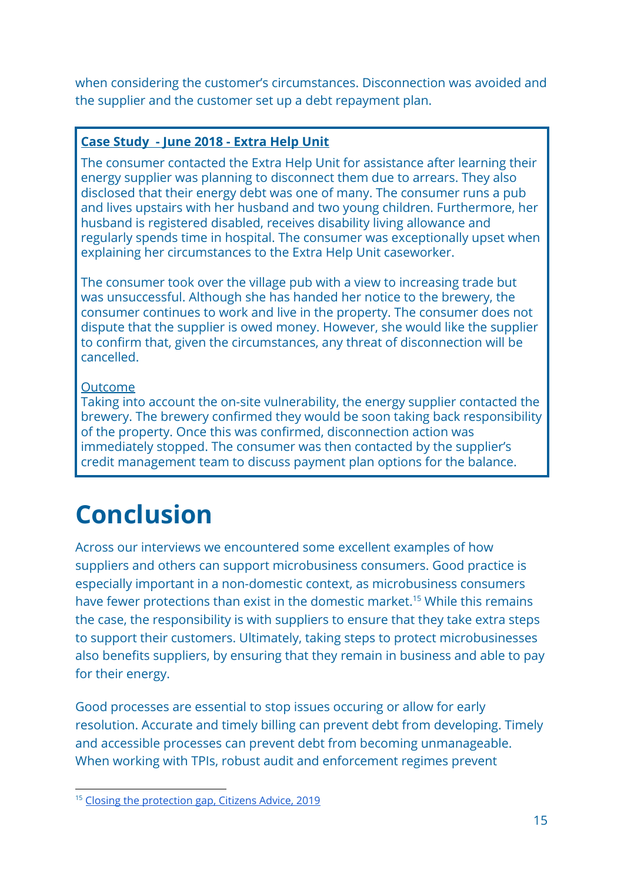when considering the customer's circumstances. Disconnection was avoided and the supplier and the customer set up a debt repayment plan.

**Case Study - June 2018 - Extra Help Unit**

The consumer contacted the Extra Help Unit for assistance after learning their energy supplier was planning to disconnect them due to arrears. They also disclosed that their energy debt was one of many. The consumer runs a pub and lives upstairs with her husband and two young children. Furthermore, her husband is registered disabled, receives disability living allowance and regularly spends time in hospital. The consumer was exceptionally upset when explaining her circumstances to the Extra Help Unit caseworker.

The consumer took over the village pub with a view to increasing trade but was unsuccessful. Although she has handed her notice to the brewery, the consumer continues to work and live in the property. The consumer does not dispute that the supplier is owed money. However, she would like the supplier to confirm that, given the circumstances, any threat of disconnection will be cancelled.

Outcome

Taking into account the on-site vulnerability, the energy supplier contacted the brewery. The brewery confirmed they would be soon taking back responsibility of the property. Once this was confirmed, disconnection action was immediately stopped. The consumer was then contacted by the supplier's credit management team to discuss payment plan options for the balance.

# Conclusion

Across our interviews we encountered some excellent examples of how suppliers and others can support microbusiness consumers. Good practice is especially important in a non-domestic context, as microbusiness consumers have fewer protections than exist in the domestic market.[15] While this remains the case, the responsibility is with suppliers to ensure that they take extra steps to support their customers. Ultimately, taking steps to protect microbusinesses also benefits suppliers, by ensuring that they remain in business and able to pay for their energy.

Good processes are essential to stop issues occuring or allow for early resolution. Accurate and timely billing can prevent debt from developing. Timely and accessible processes can prevent debt from becoming unmanageable. When working with TPIs, robust audit and enforcement regimes prevent

[15] Closing the protection gap, Citizens Advice, 2019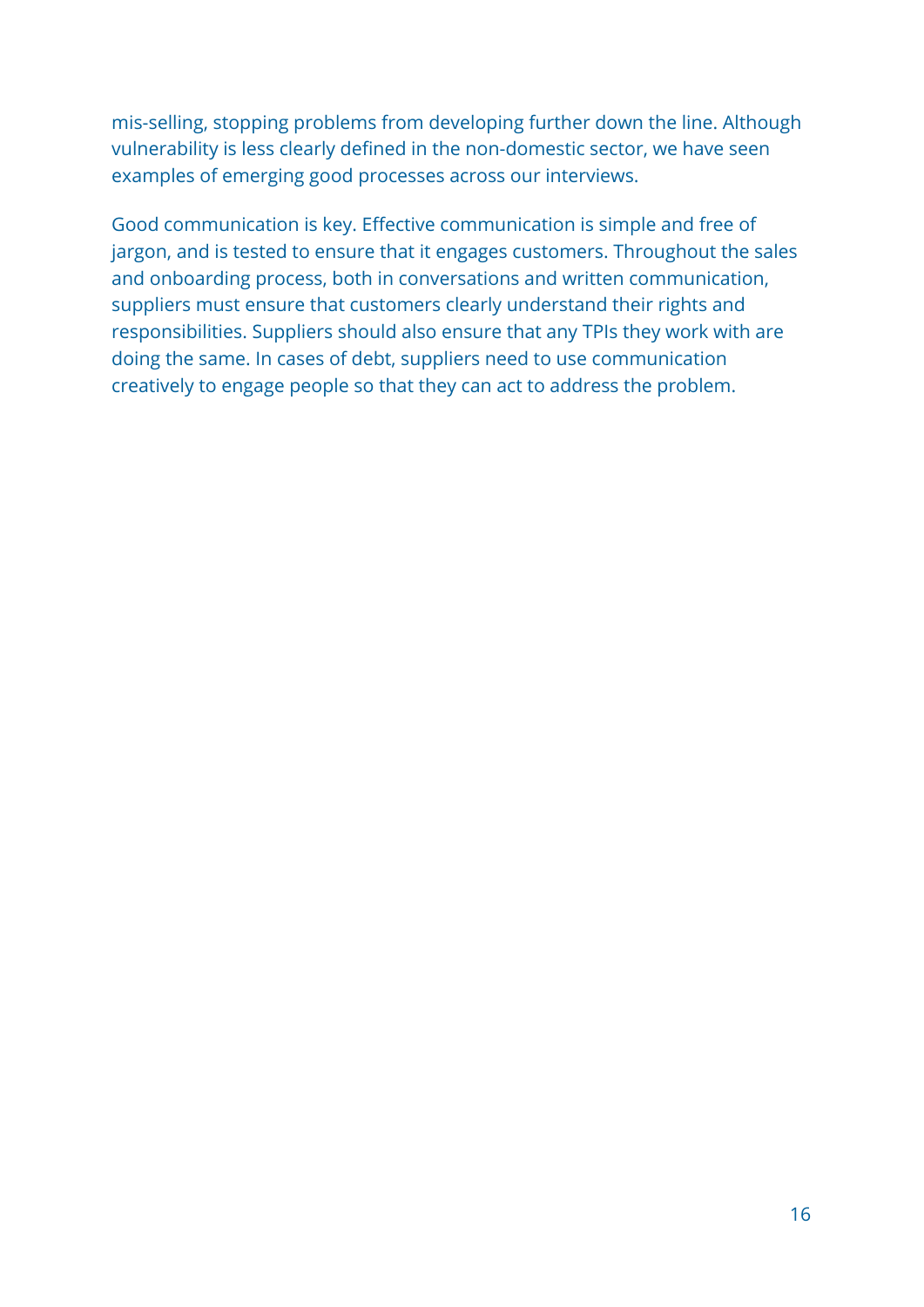mis-selling, stopping problems from developing further down the line. Although vulnerability is less clearly defined in the non-domestic sector, we have seen examples of emerging good processes across our interviews.

Good communication is key. Effective communication is simple and free of jargon, and is tested to ensure that it engages customers. Throughout the sales and onboarding process, both in conversations and written communication, suppliers must ensure that customers clearly understand their rights and responsibilities. Suppliers should also ensure that any TPIs they work with are doing the same. In cases of debt, suppliers need to use communication creatively to engage people so that they can act to address the problem.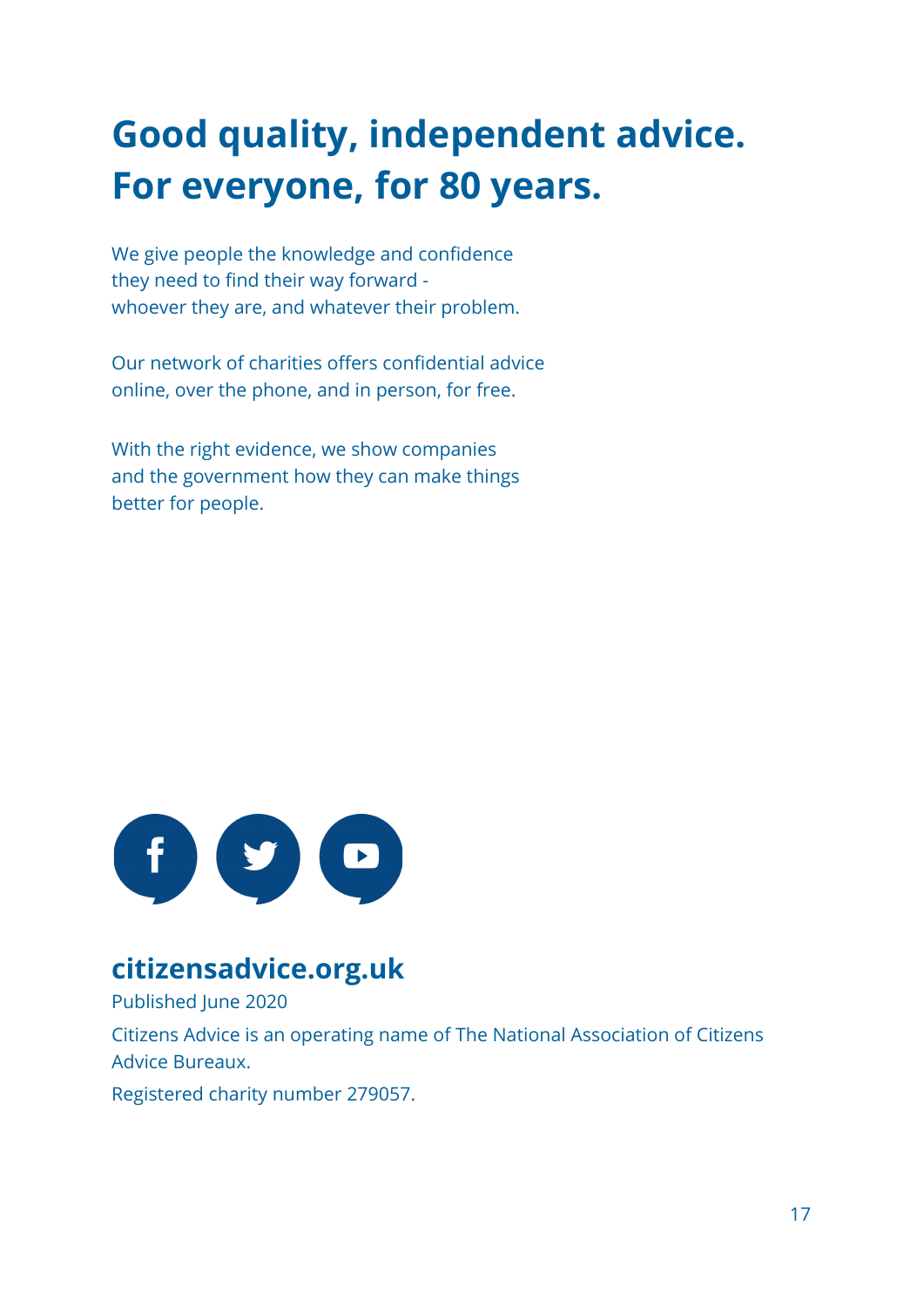# Good quality, independent advice. For everyone, for 80 years.

We give people the knowledge and confidence they need to find their way forward - whoever they are, and whatever their problem.

Our network of charities offers confidential advice online, over the phone, and in person, for free.

With the right evidence, we show companies and the government how they can make things better for people.

## citizensadvice.org.uk

Published June 2020

Citizens Advice is an operating name of The National Association of Citizens Advice Bureaux.

Registered charity number 279057.